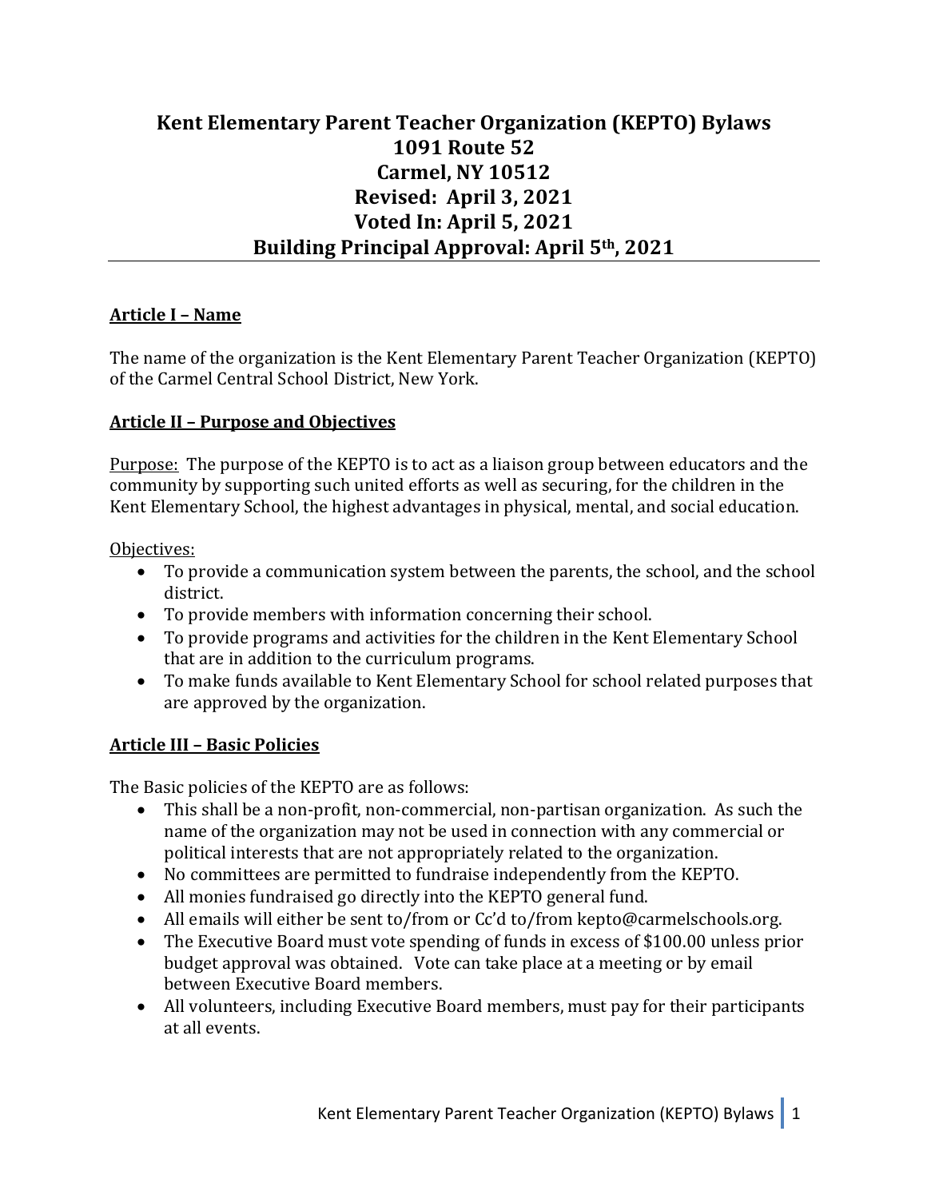# Kent Elementary Parent Teacher Organization (KEPTO) Bylaws
**1091 Route 52**
**Carmel, NY 10512**
**Revised: April 3, 2021**
**Voted In: April 5, 2021**
**Building Principal Approval: April 5th, 2021**

## Article I – Name

The name of the organization is the Kent Elementary Parent Teacher Organization (KEPTO) of the Carmel Central School District, New York.

## Article II – Purpose and Objectives

Purpose: The purpose of the KEPTO is to act as a liaison group between educators and the community by supporting such united efforts as well as securing, for the children in the Kent Elementary School, the highest advantages in physical, mental, and social education.

Objectives:

- To provide a communication system between the parents, the school, and the school district.
- To provide members with information concerning their school.
- To provide programs and activities for the children in the Kent Elementary School that are in addition to the curriculum programs.
- To make funds available to Kent Elementary School for school related purposes that are approved by the organization.

## Article III – Basic Policies

The Basic policies of the KEPTO are as follows:

- This shall be a non-profit, non-commercial, non-partisan organization. As such the name of the organization may not be used in connection with any commercial or political interests that are not appropriately related to the organization.
- No committees are permitted to fundraise independently from the KEPTO.
- All monies fundraised go directly into the KEPTO general fund.
- All emails will either be sent to/from or Cc'd to/from kepto@carmelschools.org.
- The Executive Board must vote spending of funds in excess of $100.00 unless prior budget approval was obtained. Vote can take place at a meeting or by email between Executive Board members.
- All volunteers, including Executive Board members, must pay for their participants at all events.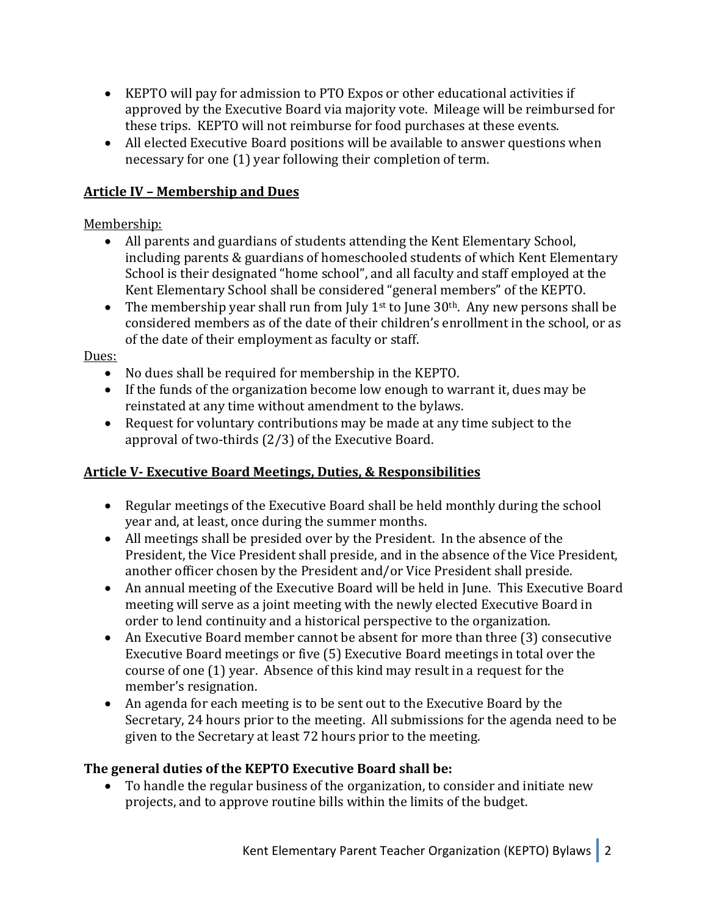- KEPTO will pay for admission to PTO Expos or other educational activities if approved by the Executive Board via majority vote. Mileage will be reimbursed for these trips. KEPTO will not reimburse for food purchases at these events.
- All elected Executive Board positions will be available to answer questions when necessary for one (1) year following their completion of term.

## Article IV – Membership and Dues

Membership:

- All parents and guardians of students attending the Kent Elementary School, including parents & guardians of homeschooled students of which Kent Elementary School is their designated "home school", and all faculty and staff employed at the Kent Elementary School shall be considered "general members" of the KEPTO.
- The membership year shall run from July 1st to June 30th. Any new persons shall be considered members as of the date of their children's enrollment in the school, or as of the date of their employment as faculty or staff.

Dues:

- No dues shall be required for membership in the KEPTO.
- If the funds of the organization become low enough to warrant it, dues may be reinstated at any time without amendment to the bylaws.
- Request for voluntary contributions may be made at any time subject to the approval of two-thirds (2/3) of the Executive Board.

## Article V- Executive Board Meetings, Duties, & Responsibilities

- Regular meetings of the Executive Board shall be held monthly during the school year and, at least, once during the summer months.
- All meetings shall be presided over by the President. In the absence of the President, the Vice President shall preside, and in the absence of the Vice President, another officer chosen by the President and/or Vice President shall preside.
- An annual meeting of the Executive Board will be held in June. This Executive Board meeting will serve as a joint meeting with the newly elected Executive Board in order to lend continuity and a historical perspective to the organization.
- An Executive Board member cannot be absent for more than three (3) consecutive Executive Board meetings or five (5) Executive Board meetings in total over the course of one (1) year. Absence of this kind may result in a request for the member's resignation.
- An agenda for each meeting is to be sent out to the Executive Board by the Secretary, 24 hours prior to the meeting. All submissions for the agenda need to be given to the Secretary at least 72 hours prior to the meeting.

**The general duties of the KEPTO Executive Board shall be:**

- To handle the regular business of the organization, to consider and initiate new projects, and to approve routine bills within the limits of the budget.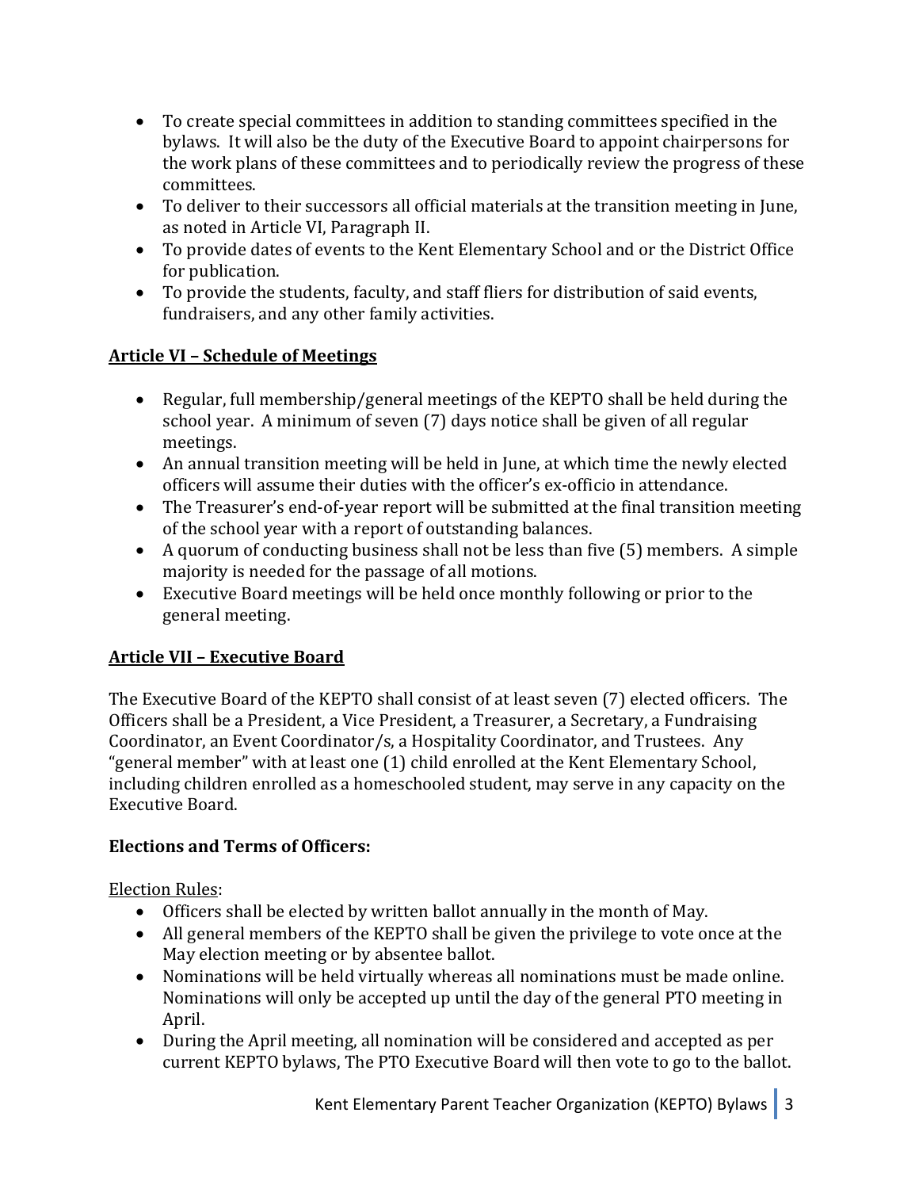- To create special committees in addition to standing committees specified in the bylaws. It will also be the duty of the Executive Board to appoint chairpersons for the work plans of these committees and to periodically review the progress of these committees.
- To deliver to their successors all official materials at the transition meeting in June, as noted in Article VI, Paragraph II.
- To provide dates of events to the Kent Elementary School and or the District Office for publication.
- To provide the students, faculty, and staff fliers for distribution of said events, fundraisers, and any other family activities.

## Article VI – Schedule of Meetings

- Regular, full membership/general meetings of the KEPTO shall be held during the school year. A minimum of seven (7) days notice shall be given of all regular meetings.
- An annual transition meeting will be held in June, at which time the newly elected officers will assume their duties with the officer's ex-officio in attendance.
- The Treasurer's end-of-year report will be submitted at the final transition meeting of the school year with a report of outstanding balances.
- A quorum of conducting business shall not be less than five (5) members. A simple majority is needed for the passage of all motions.
- Executive Board meetings will be held once monthly following or prior to the general meeting.

## Article VII – Executive Board

The Executive Board of the KEPTO shall consist of at least seven (7) elected officers. The Officers shall be a President, a Vice President, a Treasurer, a Secretary, a Fundraising Coordinator, an Event Coordinator/s, a Hospitality Coordinator, and Trustees. Any "general member" with at least one (1) child enrolled at the Kent Elementary School, including children enrolled as a homeschooled student, may serve in any capacity on the Executive Board.

### Elections and Terms of Officers:

Election Rules:

- Officers shall be elected by written ballot annually in the month of May.
- All general members of the KEPTO shall be given the privilege to vote once at the May election meeting or by absentee ballot.
- Nominations will be held virtually whereas all nominations must be made online. Nominations will only be accepted up until the day of the general PTO meeting in April.
- During the April meeting, all nomination will be considered and accepted as per current KEPTO bylaws, The PTO Executive Board will then vote to go to the ballot.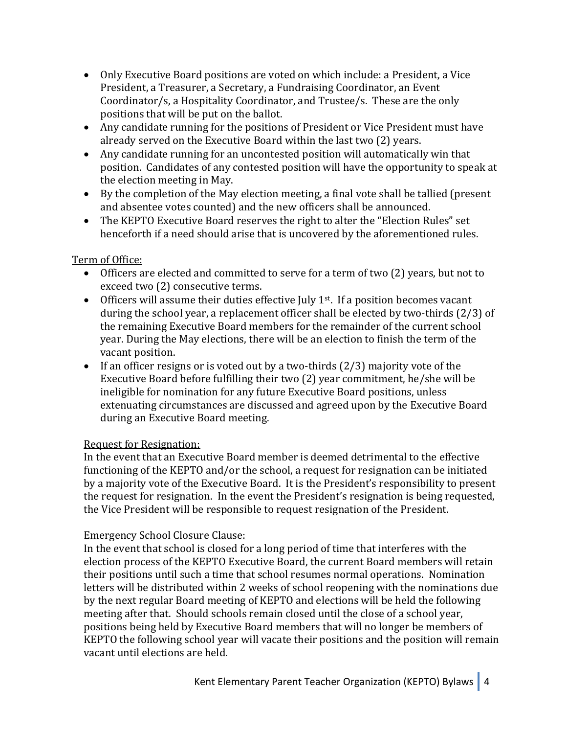- Only Executive Board positions are voted on which include: a President, a Vice President, a Treasurer, a Secretary, a Fundraising Coordinator, an Event Coordinator/s, a Hospitality Coordinator, and Trustee/s. These are the only positions that will be put on the ballot.
- Any candidate running for the positions of President or Vice President must have already served on the Executive Board within the last two (2) years.
- Any candidate running for an uncontested position will automatically win that position. Candidates of any contested position will have the opportunity to speak at the election meeting in May.
- By the completion of the May election meeting, a final vote shall be tallied (present and absentee votes counted) and the new officers shall be announced.
- The KEPTO Executive Board reserves the right to alter the "Election Rules" set henceforth if a need should arise that is uncovered by the aforementioned rules.

Term of Office:

- Officers are elected and committed to serve for a term of two (2) years, but not to exceed two (2) consecutive terms.
- Officers will assume their duties effective July 1st. If a position becomes vacant during the school year, a replacement officer shall be elected by two-thirds (2/3) of the remaining Executive Board members for the remainder of the current school year. During the May elections, there will be an election to finish the term of the vacant position.
- If an officer resigns or is voted out by a two-thirds (2/3) majority vote of the Executive Board before fulfilling their two (2) year commitment, he/she will be ineligible for nomination for any future Executive Board positions, unless extenuating circumstances are discussed and agreed upon by the Executive Board during an Executive Board meeting.

Request for Resignation:

In the event that an Executive Board member is deemed detrimental to the effective functioning of the KEPTO and/or the school, a request for resignation can be initiated by a majority vote of the Executive Board. It is the President's responsibility to present the request for resignation. In the event the President's resignation is being requested, the Vice President will be responsible to request resignation of the President.

Emergency School Closure Clause:

In the event that school is closed for a long period of time that interferes with the election process of the KEPTO Executive Board, the current Board members will retain their positions until such a time that school resumes normal operations. Nomination letters will be distributed within 2 weeks of school reopening with the nominations due by the next regular Board meeting of KEPTO and elections will be held the following meeting after that. Should schools remain closed until the close of a school year, positions being held by Executive Board members that will no longer be members of KEPTO the following school year will vacate their positions and the position will remain vacant until elections are held.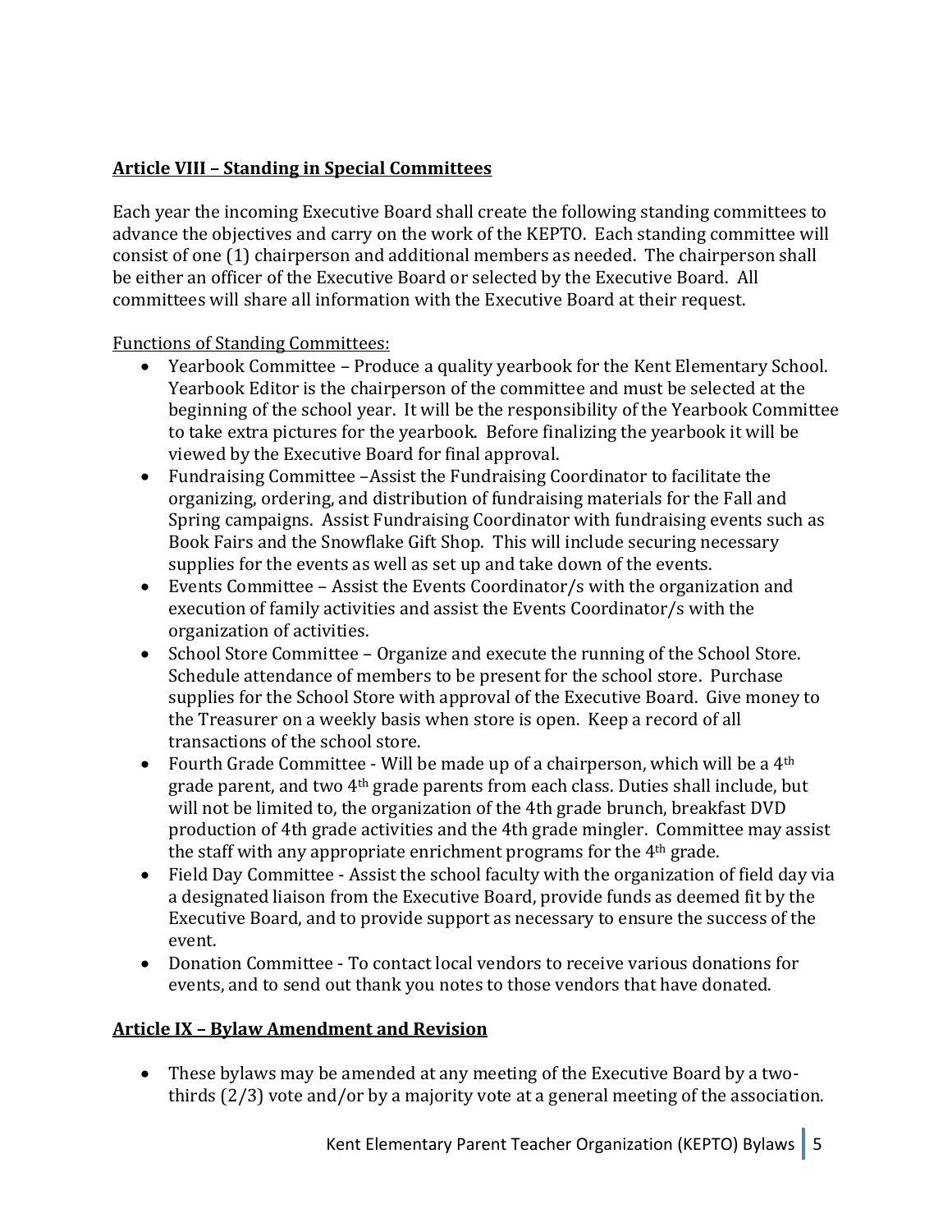## Article VIII – Standing in Special Committees

Each year the incoming Executive Board shall create the following standing committees to advance the objectives and carry on the work of the KEPTO. Each standing committee will consist of one (1) chairperson and additional members as needed. The chairperson shall be either an officer of the Executive Board or selected by the Executive Board. All committees will share all information with the Executive Board at their request.

Functions of Standing Committees:

- Yearbook Committee – Produce a quality yearbook for the Kent Elementary School. Yearbook Editor is the chairperson of the committee and must be selected at the beginning of the school year. It will be the responsibility of the Yearbook Committee to take extra pictures for the yearbook. Before finalizing the yearbook it will be viewed by the Executive Board for final approval.
- Fundraising Committee –Assist the Fundraising Coordinator to facilitate the organizing, ordering, and distribution of fundraising materials for the Fall and Spring campaigns. Assist Fundraising Coordinator with fundraising events such as Book Fairs and the Snowflake Gift Shop. This will include securing necessary supplies for the events as well as set up and take down of the events.
- Events Committee – Assist the Events Coordinator/s with the organization and execution of family activities and assist the Events Coordinator/s with the organization of activities.
- School Store Committee – Organize and execute the running of the School Store. Schedule attendance of members to be present for the school store. Purchase supplies for the School Store with approval of the Executive Board. Give money to the Treasurer on a weekly basis when store is open. Keep a record of all transactions of the school store.
- Fourth Grade Committee - Will be made up of a chairperson, which will be a 4th grade parent, and two 4th grade parents from each class. Duties shall include, but will not be limited to, the organization of the 4th grade brunch, breakfast DVD production of 4th grade activities and the 4th grade mingler. Committee may assist the staff with any appropriate enrichment programs for the 4th grade.
- Field Day Committee - Assist the school faculty with the organization of field day via a designated liaison from the Executive Board, provide funds as deemed fit by the Executive Board, and to provide support as necessary to ensure the success of the event.
- Donation Committee - To contact local vendors to receive various donations for events, and to send out thank you notes to those vendors that have donated.

## Article IX – Bylaw Amendment and Revision

- These bylaws may be amended at any meeting of the Executive Board by a two-thirds (2/3) vote and/or by a majority vote at a general meeting of the association.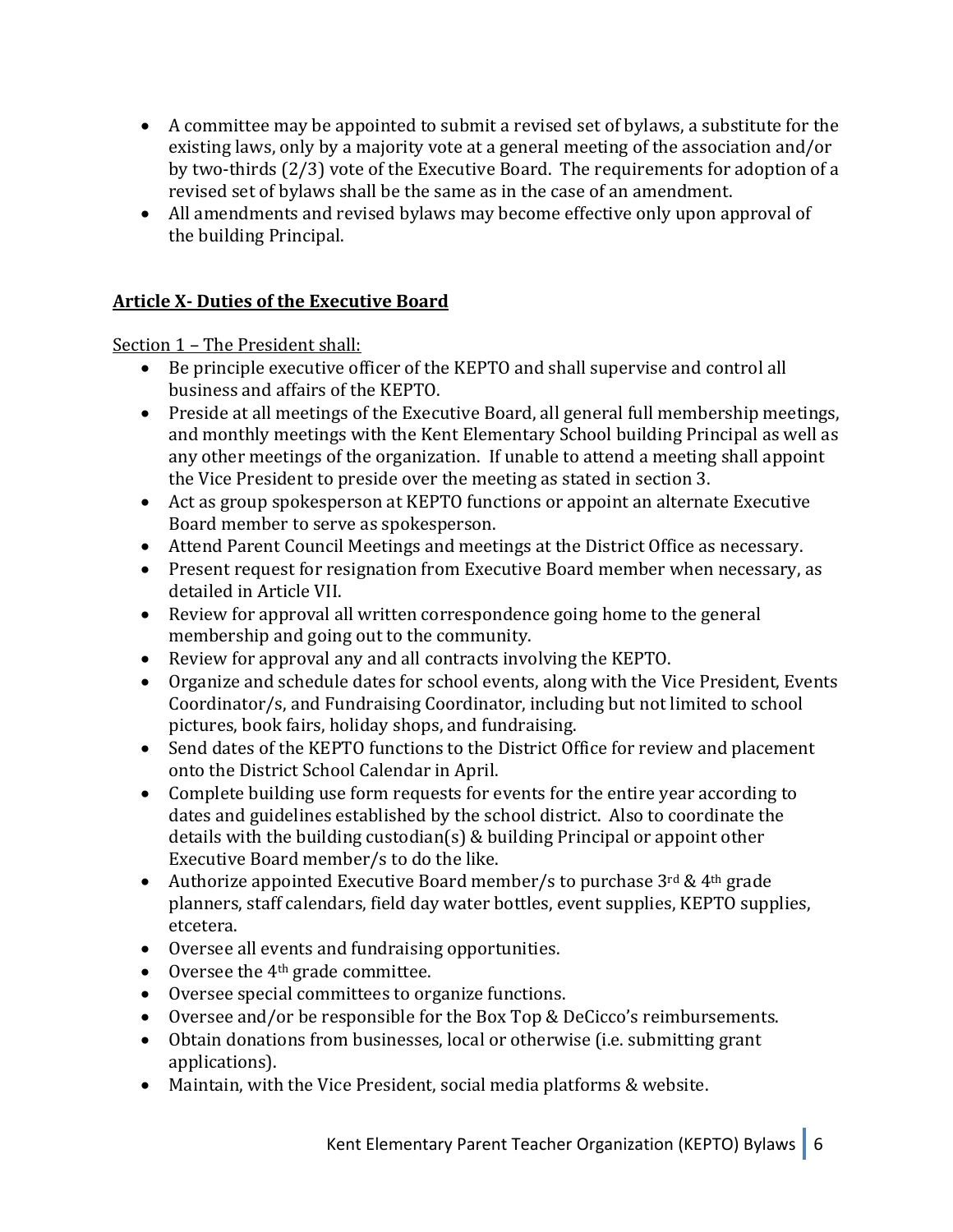- A committee may be appointed to submit a revised set of bylaws, a substitute for the existing laws, only by a majority vote at a general meeting of the association and/or by two-thirds (2/3) vote of the Executive Board. The requirements for adoption of a revised set of bylaws shall be the same as in the case of an amendment.
- All amendments and revised bylaws may become effective only upon approval of the building Principal.

## Article X- Duties of the Executive Board

Section 1 – The President shall:

- Be principle executive officer of the KEPTO and shall supervise and control all business and affairs of the KEPTO.
- Preside at all meetings of the Executive Board, all general full membership meetings, and monthly meetings with the Kent Elementary School building Principal as well as any other meetings of the organization. If unable to attend a meeting shall appoint the Vice President to preside over the meeting as stated in section 3.
- Act as group spokesperson at KEPTO functions or appoint an alternate Executive Board member to serve as spokesperson.
- Attend Parent Council Meetings and meetings at the District Office as necessary.
- Present request for resignation from Executive Board member when necessary, as detailed in Article VII.
- Review for approval all written correspondence going home to the general membership and going out to the community.
- Review for approval any and all contracts involving the KEPTO.
- Organize and schedule dates for school events, along with the Vice President, Events Coordinator/s, and Fundraising Coordinator, including but not limited to school pictures, book fairs, holiday shops, and fundraising.
- Send dates of the KEPTO functions to the District Office for review and placement onto the District School Calendar in April.
- Complete building use form requests for events for the entire year according to dates and guidelines established by the school district. Also to coordinate the details with the building custodian(s) & building Principal or appoint other Executive Board member/s to do the like.
- Authorize appointed Executive Board member/s to purchase 3rd & 4th grade planners, staff calendars, field day water bottles, event supplies, KEPTO supplies, etcetera.
- Oversee all events and fundraising opportunities.
- Oversee the 4th grade committee.
- Oversee special committees to organize functions.
- Oversee and/or be responsible for the Box Top & DeCicco's reimbursements.
- Obtain donations from businesses, local or otherwise (i.e. submitting grant applications).
- Maintain, with the Vice President, social media platforms & website.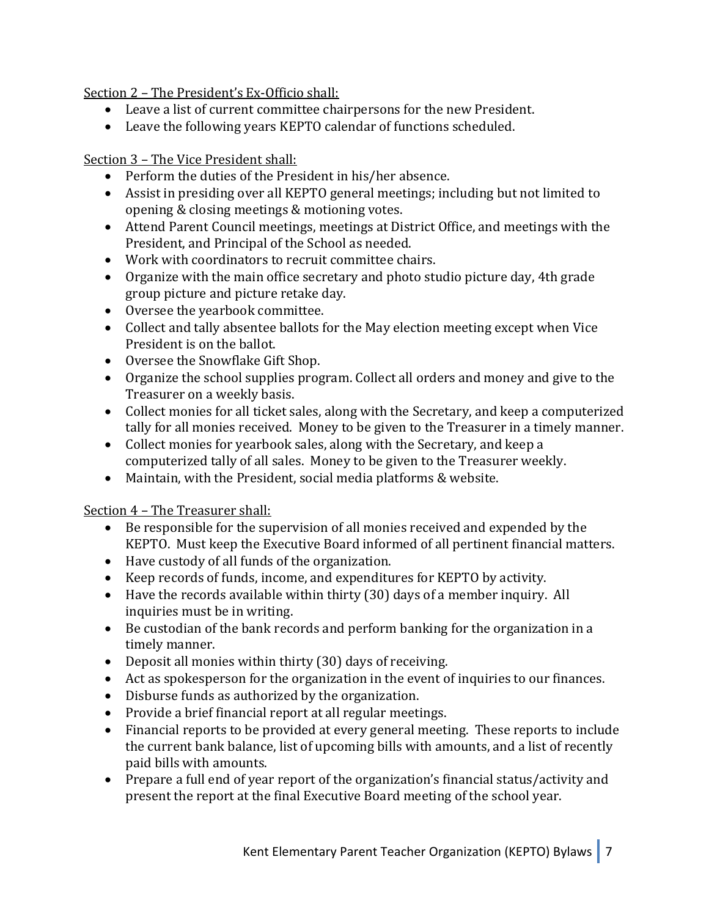Section 2 – The President's Ex-Officio shall:

- Leave a list of current committee chairpersons for the new President.
- Leave the following years KEPTO calendar of functions scheduled.

Section 3 – The Vice President shall:

- Perform the duties of the President in his/her absence.
- Assist in presiding over all KEPTO general meetings; including but not limited to opening & closing meetings & motioning votes.
- Attend Parent Council meetings, meetings at District Office, and meetings with the President, and Principal of the School as needed.
- Work with coordinators to recruit committee chairs.
- Organize with the main office secretary and photo studio picture day, 4th grade group picture and picture retake day.
- Oversee the yearbook committee.
- Collect and tally absentee ballots for the May election meeting except when Vice President is on the ballot.
- Oversee the Snowflake Gift Shop.
- Organize the school supplies program. Collect all orders and money and give to the Treasurer on a weekly basis.
- Collect monies for all ticket sales, along with the Secretary, and keep a computerized tally for all monies received. Money to be given to the Treasurer in a timely manner.
- Collect monies for yearbook sales, along with the Secretary, and keep a computerized tally of all sales. Money to be given to the Treasurer weekly.
- Maintain, with the President, social media platforms & website.

Section 4 – The Treasurer shall:

- Be responsible for the supervision of all monies received and expended by the KEPTO. Must keep the Executive Board informed of all pertinent financial matters.
- Have custody of all funds of the organization.
- Keep records of funds, income, and expenditures for KEPTO by activity.
- Have the records available within thirty (30) days of a member inquiry. All inquiries must be in writing.
- Be custodian of the bank records and perform banking for the organization in a timely manner.
- Deposit all monies within thirty (30) days of receiving.
- Act as spokesperson for the organization in the event of inquiries to our finances.
- Disburse funds as authorized by the organization.
- Provide a brief financial report at all regular meetings.
- Financial reports to be provided at every general meeting. These reports to include the current bank balance, list of upcoming bills with amounts, and a list of recently paid bills with amounts.
- Prepare a full end of year report of the organization's financial status/activity and present the report at the final Executive Board meeting of the school year.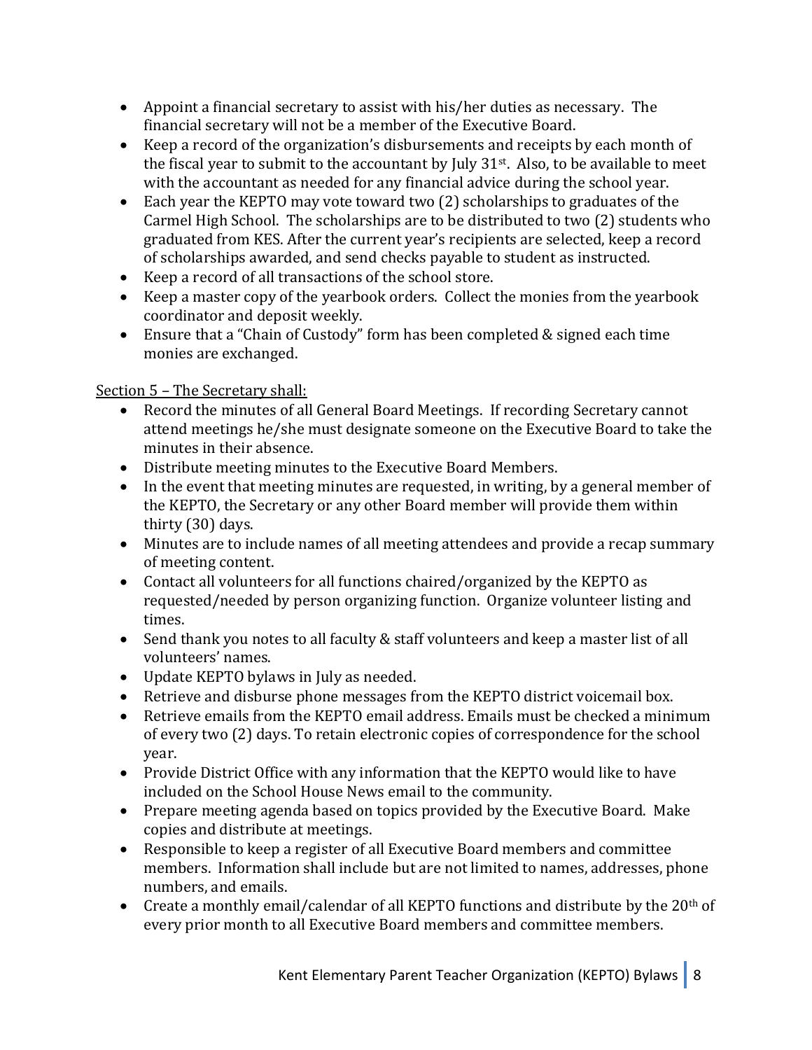- Appoint a financial secretary to assist with his/her duties as necessary. The financial secretary will not be a member of the Executive Board.
- Keep a record of the organization's disbursements and receipts by each month of the fiscal year to submit to the accountant by July 31st. Also, to be available to meet with the accountant as needed for any financial advice during the school year.
- Each year the KEPTO may vote toward two (2) scholarships to graduates of the Carmel High School. The scholarships are to be distributed to two (2) students who graduated from KES. After the current year's recipients are selected, keep a record of scholarships awarded, and send checks payable to student as instructed.
- Keep a record of all transactions of the school store.
- Keep a master copy of the yearbook orders. Collect the monies from the yearbook coordinator and deposit weekly.
- Ensure that a "Chain of Custody" form has been completed & signed each time monies are exchanged.

Section 5 – The Secretary shall:

- Record the minutes of all General Board Meetings. If recording Secretary cannot attend meetings he/she must designate someone on the Executive Board to take the minutes in their absence.
- Distribute meeting minutes to the Executive Board Members.
- In the event that meeting minutes are requested, in writing, by a general member of the KEPTO, the Secretary or any other Board member will provide them within thirty (30) days.
- Minutes are to include names of all meeting attendees and provide a recap summary of meeting content.
- Contact all volunteers for all functions chaired/organized by the KEPTO as requested/needed by person organizing function. Organize volunteer listing and times.
- Send thank you notes to all faculty & staff volunteers and keep a master list of all volunteers' names.
- Update KEPTO bylaws in July as needed.
- Retrieve and disburse phone messages from the KEPTO district voicemail box.
- Retrieve emails from the KEPTO email address. Emails must be checked a minimum of every two (2) days. To retain electronic copies of correspondence for the school year.
- Provide District Office with any information that the KEPTO would like to have included on the School House News email to the community.
- Prepare meeting agenda based on topics provided by the Executive Board. Make copies and distribute at meetings.
- Responsible to keep a register of all Executive Board members and committee members. Information shall include but are not limited to names, addresses, phone numbers, and emails.
- Create a monthly email/calendar of all KEPTO functions and distribute by the 20th of every prior month to all Executive Board members and committee members.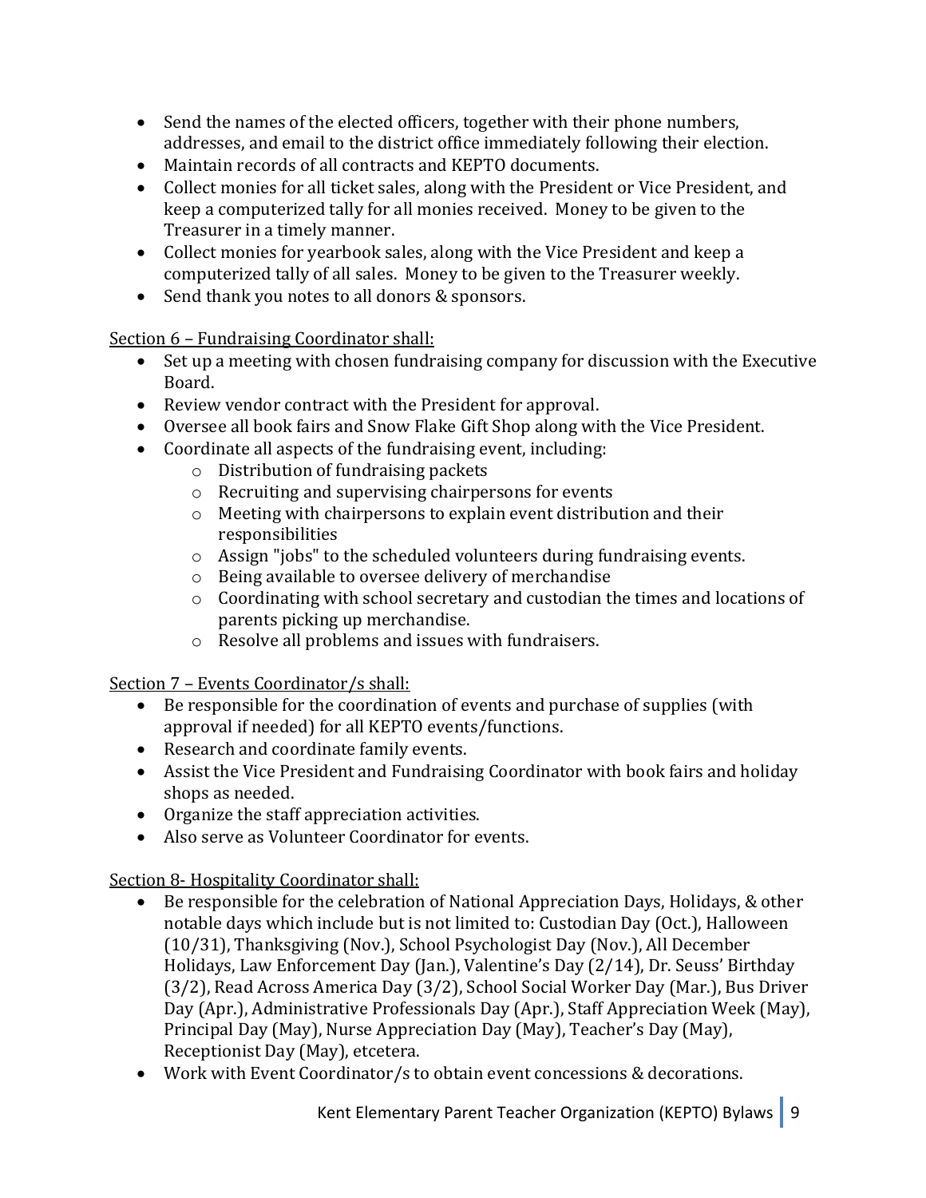- Send the names of the elected officers, together with their phone numbers, addresses, and email to the district office immediately following their election.
- Maintain records of all contracts and KEPTO documents.
- Collect monies for all ticket sales, along with the President or Vice President, and keep a computerized tally for all monies received. Money to be given to the Treasurer in a timely manner.
- Collect monies for yearbook sales, along with the Vice President and keep a computerized tally of all sales. Money to be given to the Treasurer weekly.
- Send thank you notes to all donors & sponsors.

<u>Section 6 – Fundraising Coordinator shall:</u>

- Set up a meeting with chosen fundraising company for discussion with the Executive Board.
- Review vendor contract with the President for approval.
- Oversee all book fairs and Snow Flake Gift Shop along with the Vice President.
- Coordinate all aspects of the fundraising event, including:
  - Distribution of fundraising packets
  - Recruiting and supervising chairpersons for events
  - Meeting with chairpersons to explain event distribution and their responsibilities
  - Assign "jobs" to the scheduled volunteers during fundraising events.
  - Being available to oversee delivery of merchandise
  - Coordinating with school secretary and custodian the times and locations of parents picking up merchandise.
  - Resolve all problems and issues with fundraisers.

<u>Section 7 – Events Coordinator/s shall:</u>

- Be responsible for the coordination of events and purchase of supplies (with approval if needed) for all KEPTO events/functions.
- Research and coordinate family events.
- Assist the Vice President and Fundraising Coordinator with book fairs and holiday shops as needed.
- Organize the staff appreciation activities.
- Also serve as Volunteer Coordinator for events.

<u>Section 8- Hospitality Coordinator shall:</u>

- Be responsible for the celebration of National Appreciation Days, Holidays, & other notable days which include but is not limited to: Custodian Day (Oct.), Halloween (10/31), Thanksgiving (Nov.), School Psychologist Day (Nov.), All December Holidays, Law Enforcement Day (Jan.), Valentine's Day (2/14), Dr. Seuss' Birthday (3/2), Read Across America Day (3/2), School Social Worker Day (Mar.), Bus Driver Day (Apr.), Administrative Professionals Day (Apr.), Staff Appreciation Week (May), Principal Day (May), Nurse Appreciation Day (May), Teacher's Day (May), Receptionist Day (May), etcetera.
- Work with Event Coordinator/s to obtain event concessions & decorations.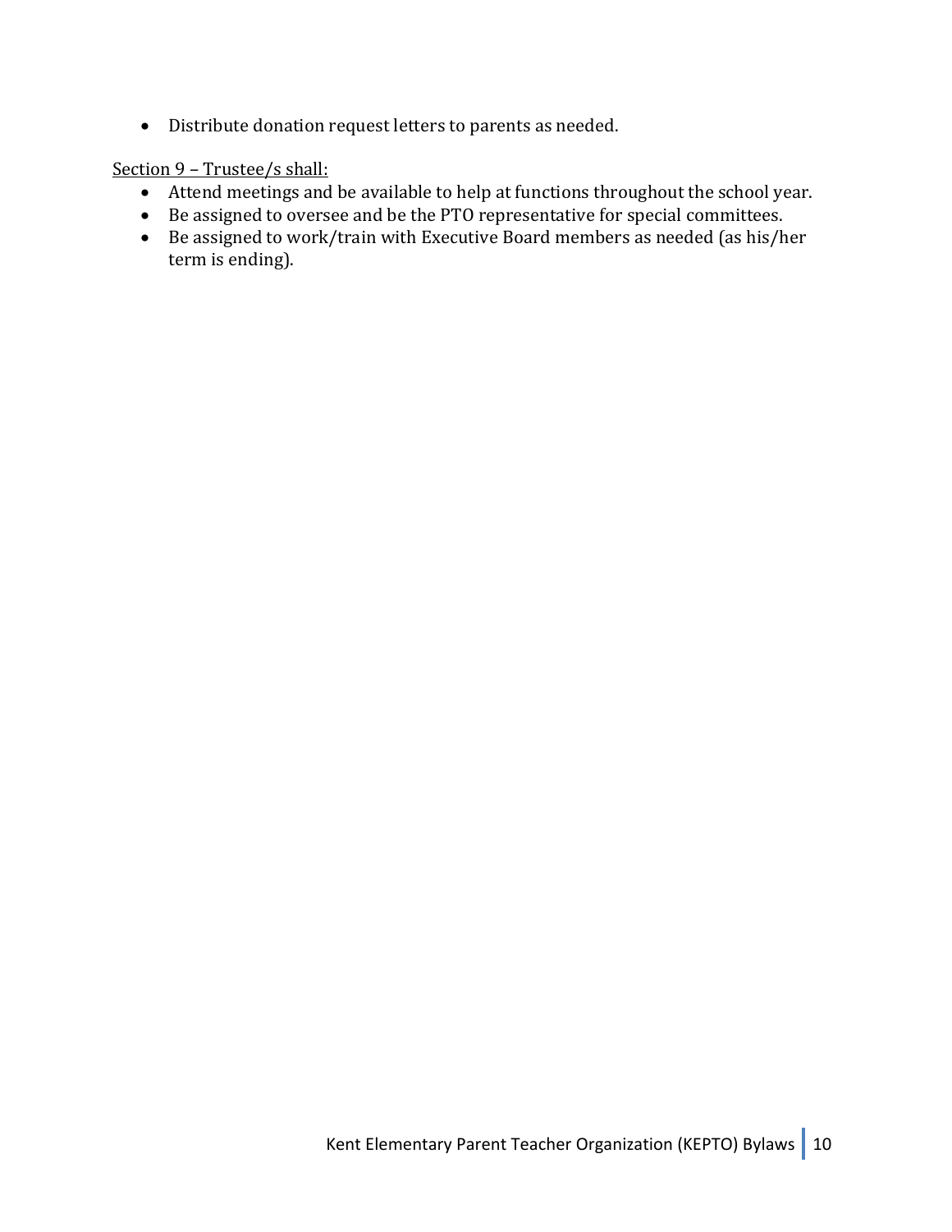- Distribute donation request letters to parents as needed.

<u>Section 9 – Trustee/s shall:</u>

- Attend meetings and be available to help at functions throughout the school year.
- Be assigned to oversee and be the PTO representative for special committees.
- Be assigned to work/train with Executive Board members as needed (as his/her term is ending).